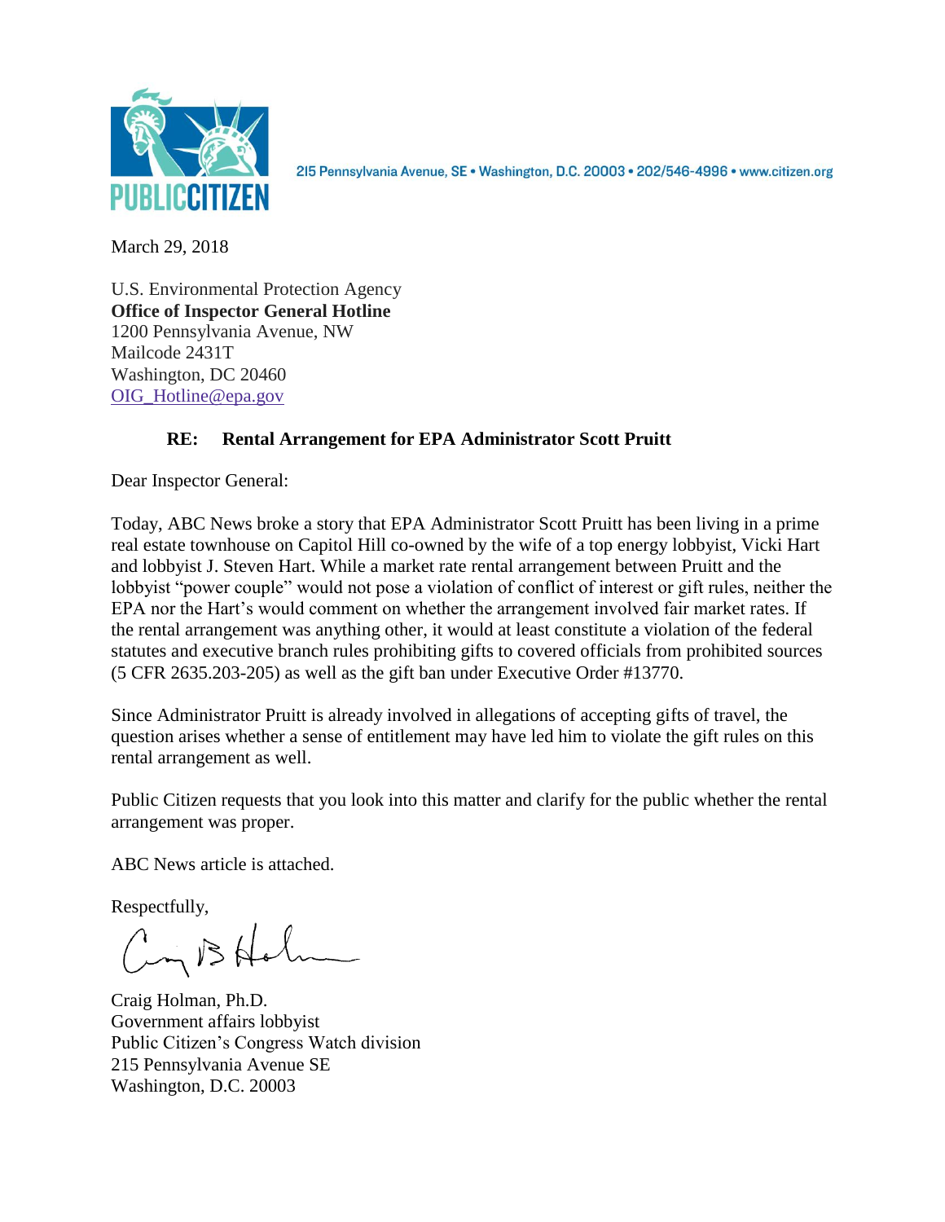PUBLIC CITIZEN

215 Pennsylvania Avenue, SE • Washington, D.C. 20003 • 202/546-4996 • www.citizen.org

March 29, 2018

U.S. Environmental Protection Agency
**Office of Inspector General Hotline**
1200 Pennsylvania Avenue, NW
Mailcode 2431T
Washington, DC 20460
OIG_Hotline@epa.gov

**RE: Rental Arrangement for EPA Administrator Scott Pruitt**

Dear Inspector General:

Today, ABC News broke a story that EPA Administrator Scott Pruitt has been living in a prime real estate townhouse on Capitol Hill co-owned by the wife of a top energy lobbyist, Vicki Hart and lobbyist J. Steven Hart. While a market rate rental arrangement between Pruitt and the lobbyist "power couple" would not pose a violation of conflict of interest or gift rules, neither the EPA nor the Hart's would comment on whether the arrangement involved fair market rates. If the rental arrangement was anything other, it would at least constitute a violation of the federal statutes and executive branch rules prohibiting gifts to covered officials from prohibited sources (5 CFR 2635.203-205) as well as the gift ban under Executive Order #13770.

Since Administrator Pruitt is already involved in allegations of accepting gifts of travel, the question arises whether a sense of entitlement may have led him to violate the gift rules on this rental arrangement as well.

Public Citizen requests that you look into this matter and clarify for the public whether the rental arrangement was proper.

ABC News article is attached.

Respectfully,

Craig Holman, Ph.D.
Government affairs lobbyist
Public Citizen's Congress Watch division
215 Pennsylvania Avenue SE
Washington, D.C. 20003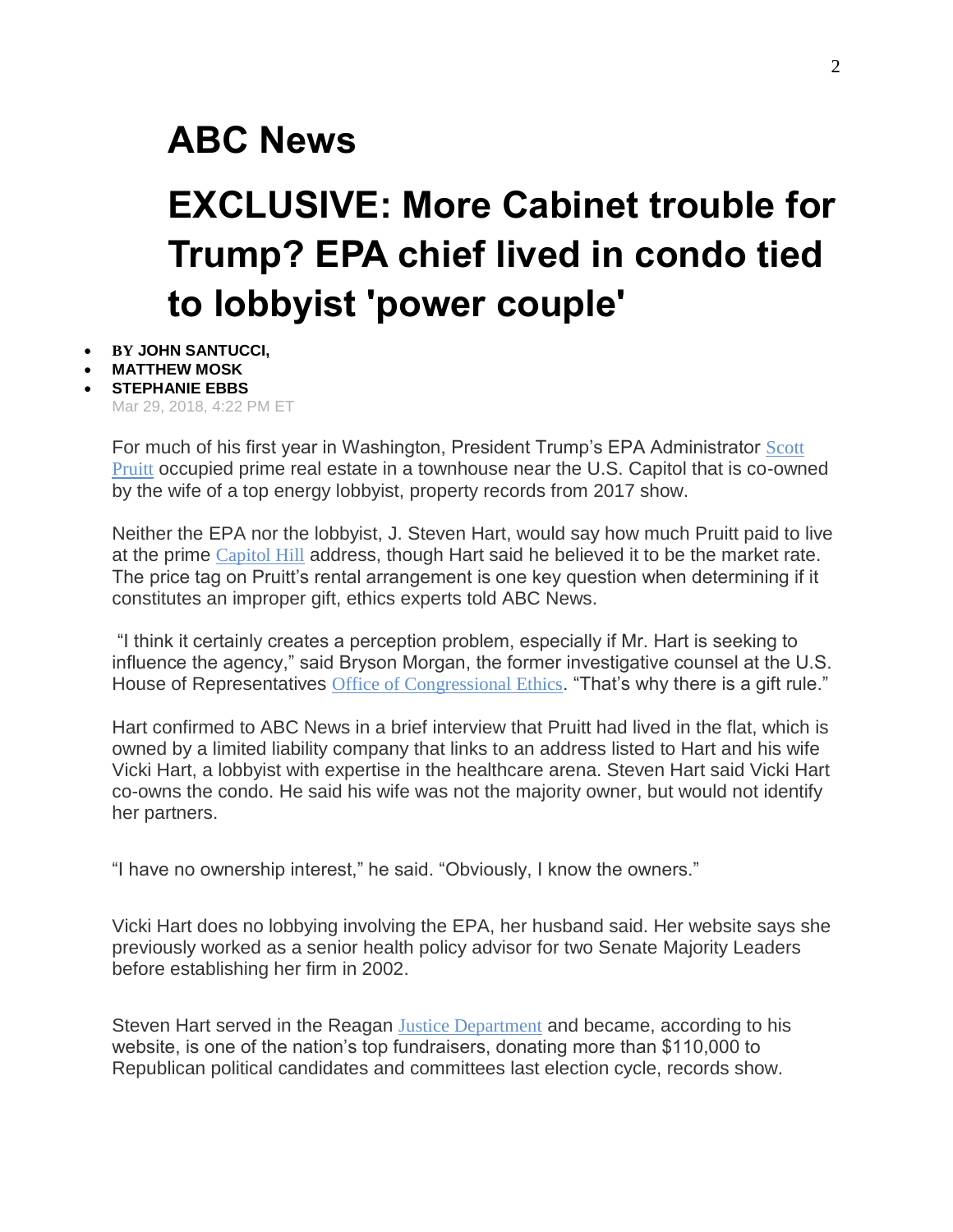# ABC News

# EXCLUSIVE: More Cabinet trouble for Trump? EPA chief lived in condo tied to lobbyist 'power couple'

- **BY JOHN SANTUCCI,**
- **MATTHEW MOSK**
- **STEPHANIE EBBS**

Mar 29, 2018, 4:22 PM ET

For much of his first year in Washington, President Trump's EPA Administrator Scott Pruitt occupied prime real estate in a townhouse near the U.S. Capitol that is co-owned by the wife of a top energy lobbyist, property records from 2017 show.

Neither the EPA nor the lobbyist, J. Steven Hart, would say how much Pruitt paid to live at the prime Capitol Hill address, though Hart said he believed it to be the market rate. The price tag on Pruitt's rental arrangement is one key question when determining if it constitutes an improper gift, ethics experts told ABC News.

"I think it certainly creates a perception problem, especially if Mr. Hart is seeking to influence the agency," said Bryson Morgan, the former investigative counsel at the U.S. House of Representatives Office of Congressional Ethics. "That's why there is a gift rule."

Hart confirmed to ABC News in a brief interview that Pruitt had lived in the flat, which is owned by a limited liability company that links to an address listed to Hart and his wife Vicki Hart, a lobbyist with expertise in the healthcare arena. Steven Hart said Vicki Hart co-owns the condo. He said his wife was not the majority owner, but would not identify her partners.

"I have no ownership interest," he said. "Obviously, I know the owners."

Vicki Hart does no lobbying involving the EPA, her husband said. Her website says she previously worked as a senior health policy advisor for two Senate Majority Leaders before establishing her firm in 2002.

Steven Hart served in the Reagan Justice Department and became, according to his website, is one of the nation's top fundraisers, donating more than $110,000 to Republican political candidates and committees last election cycle, records show.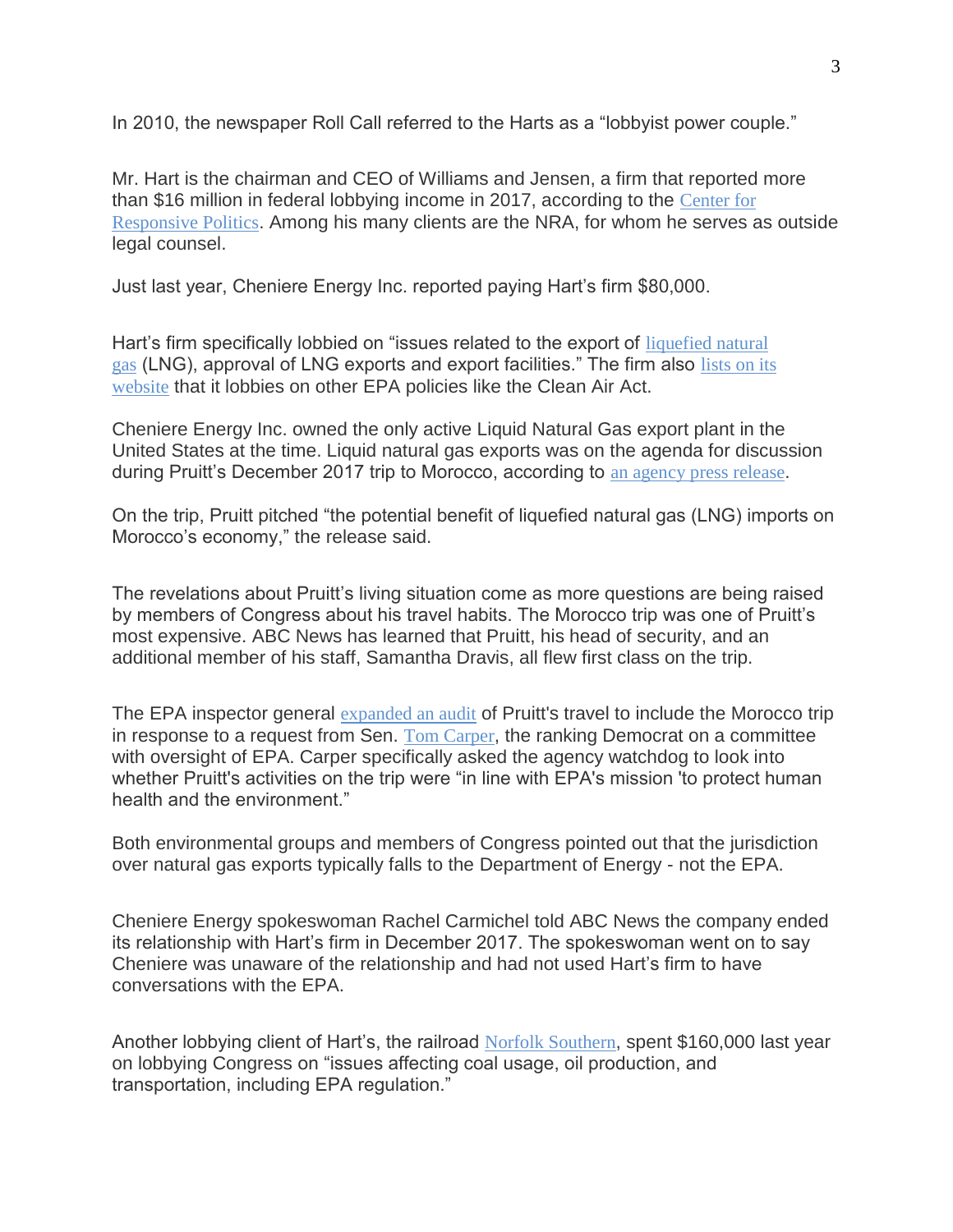In 2010, the newspaper Roll Call referred to the Harts as a “lobbyist power couple.”

Mr. Hart is the chairman and CEO of Williams and Jensen, a firm that reported more than $16 million in federal lobbying income in 2017, according to the Center for Responsive Politics. Among his many clients are the NRA, for whom he serves as outside legal counsel.

Just last year, Cheniere Energy Inc. reported paying Hart’s firm $80,000.

Hart’s firm specifically lobbied on “issues related to the export of liquefied natural gas (LNG), approval of LNG exports and export facilities.” The firm also lists on its website that it lobbies on other EPA policies like the Clean Air Act.

Cheniere Energy Inc. owned the only active Liquid Natural Gas export plant in the United States at the time. Liquid natural gas exports was on the agenda for discussion during Pruitt’s December 2017 trip to Morocco, according to an agency press release.

On the trip, Pruitt pitched “the potential benefit of liquefied natural gas (LNG) imports on Morocco’s economy,” the release said.

The revelations about Pruitt’s living situation come as more questions are being raised by members of Congress about his travel habits. The Morocco trip was one of Pruitt’s most expensive. ABC News has learned that Pruitt, his head of security, and an additional member of his staff, Samantha Dravis, all flew first class on the trip.

The EPA inspector general expanded an audit of Pruitt's travel to include the Morocco trip in response to a request from Sen. Tom Carper, the ranking Democrat on a committee with oversight of EPA. Carper specifically asked the agency watchdog to look into whether Pruitt's activities on the trip were “in line with EPA's mission 'to protect human health and the environment.”

Both environmental groups and members of Congress pointed out that the jurisdiction over natural gas exports typically falls to the Department of Energy - not the EPA.

Cheniere Energy spokeswoman Rachel Carmichel told ABC News the company ended its relationship with Hart’s firm in December 2017. The spokeswoman went on to say Cheniere was unaware of the relationship and had not used Hart’s firm to have conversations with the EPA.

Another lobbying client of Hart’s, the railroad Norfolk Southern, spent $160,000 last year on lobbying Congress on “issues affecting coal usage, oil production, and transportation, including EPA regulation.”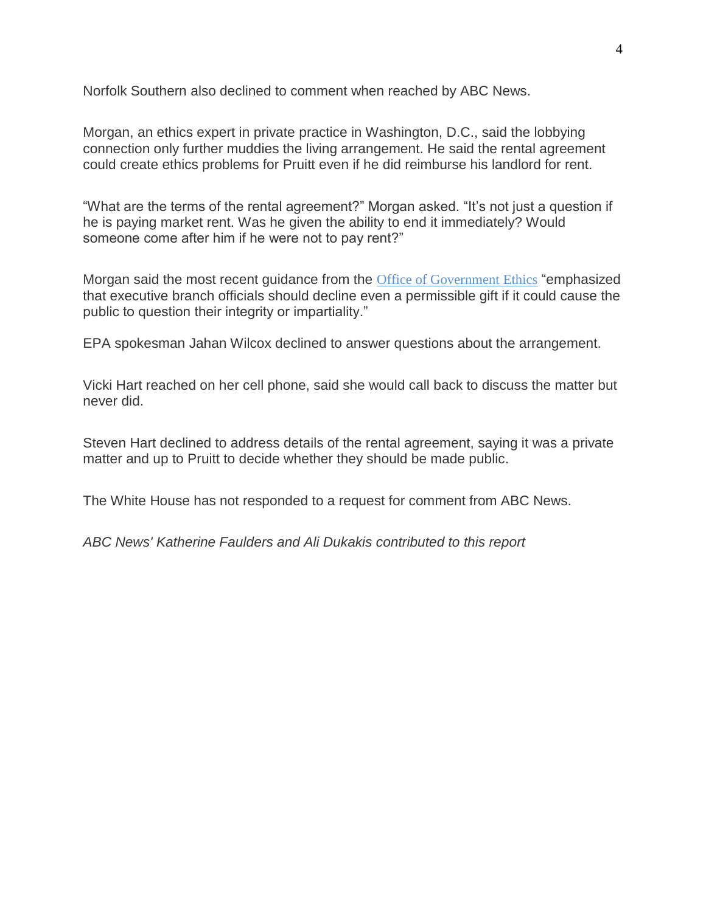Norfolk Southern also declined to comment when reached by ABC News.

Morgan, an ethics expert in private practice in Washington, D.C., said the lobbying connection only further muddies the living arrangement. He said the rental agreement could create ethics problems for Pruitt even if he did reimburse his landlord for rent.

"What are the terms of the rental agreement?" Morgan asked. "It's not just a question if he is paying market rent. Was he given the ability to end it immediately? Would someone come after him if he were not to pay rent?"

Morgan said the most recent guidance from the Office of Government Ethics "emphasized that executive branch officials should decline even a permissible gift if it could cause the public to question their integrity or impartiality."

EPA spokesman Jahan Wilcox declined to answer questions about the arrangement.

Vicki Hart reached on her cell phone, said she would call back to discuss the matter but never did.

Steven Hart declined to address details of the rental agreement, saying it was a private matter and up to Pruitt to decide whether they should be made public.

The White House has not responded to a request for comment from ABC News.

*ABC News' Katherine Faulders and Ali Dukakis contributed to this report*